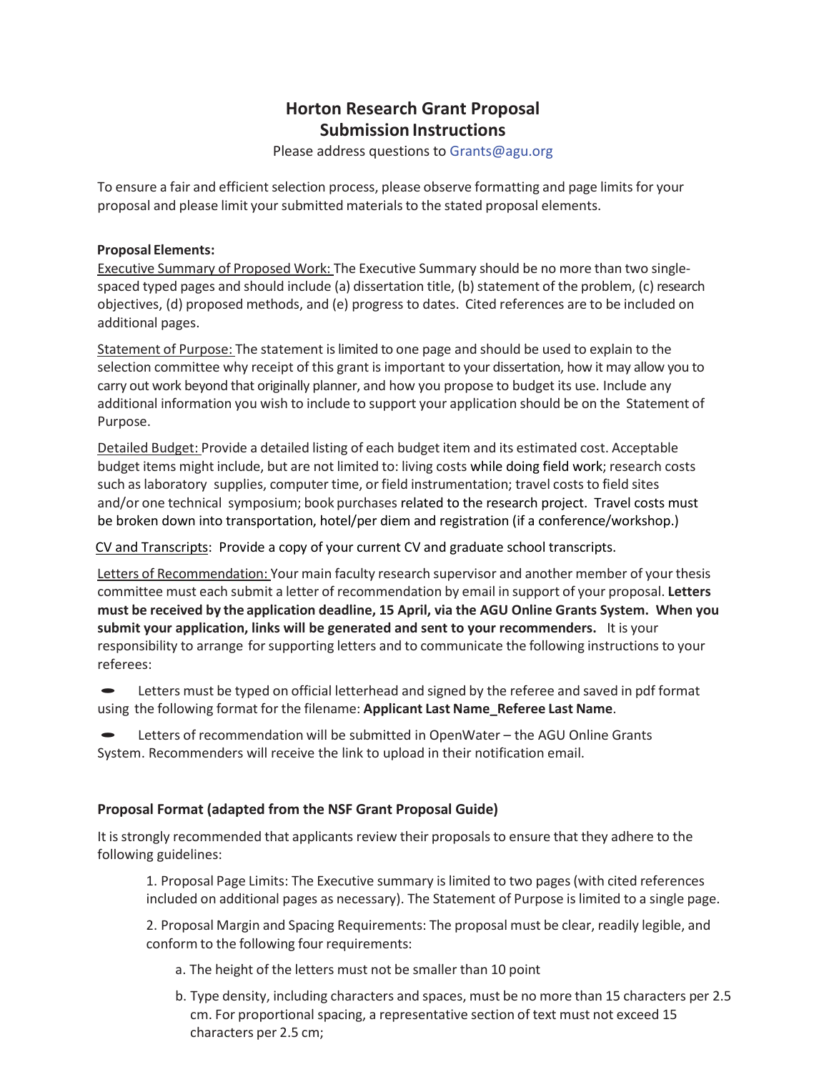# Horton Research Grant Proposal Submission Instructions

Please address questions to Grants@agu.org

To ensure a fair and efficient selection process, please observe formatting and page limits for your proposal and please limit your submitted materials to the stated proposal elements.

**Proposal Elements:**

Executive Summary of Proposed Work: The Executive Summary should be no more than two single-spaced typed pages and should include (a) dissertation title, (b) statement of the problem, (c) research objectives, (d) proposed methods, and (e) progress to dates. Cited references are to be included on additional pages.

Statement of Purpose: The statement is limited to one page and should be used to explain to the selection committee why receipt of this grant is important to your dissertation, how it may allow you to carry out work beyond that originally planner, and how you propose to budget its use. Include any additional information you wish to include to support your application should be on the Statement of Purpose.

Detailed Budget: Provide a detailed listing of each budget item and its estimated cost. Acceptable budget items might include, but are not limited to: living costs while doing field work; research costs such as laboratory supplies, computer time, or field instrumentation; travel costs to field sites and/or one technical symposium; book purchases related to the research project. Travel costs must be broken down into transportation, hotel/per diem and registration (if a conference/workshop.)

CV and Transcripts: Provide a copy of your current CV and graduate school transcripts.

Letters of Recommendation: Your main faculty research supervisor and another member of your thesis committee must each submit a letter of recommendation by email in support of your proposal. **Letters must be received by the application deadline, 15 April, via the AGU Online Grants System. When you submit your application, links will be generated and sent to your recommenders.** It is your responsibility to arrange for supporting letters and to communicate the following instructions to your referees:

- Letters must be typed on official letterhead and signed by the referee and saved in pdf format using the following format for the filename: **Applicant Last Name_Referee Last Name**.
- Letters of recommendation will be submitted in OpenWater – the AGU Online Grants System. Recommenders will receive the link to upload in their notification email.

### Proposal Format (adapted from the NSF Grant Proposal Guide)

It is strongly recommended that applicants review their proposals to ensure that they adhere to the following guidelines:

1. Proposal Page Limits: The Executive summary is limited to two pages (with cited references included on additional pages as necessary). The Statement of Purpose is limited to a single page.
2. Proposal Margin and Spacing Requirements: The proposal must be clear, readily legible, and conform to the following four requirements:
   a. The height of the letters must not be smaller than 10 point
   b. Type density, including characters and spaces, must be no more than 15 characters per 2.5 cm. For proportional spacing, a representative section of text must not exceed 15 characters per 2.5 cm;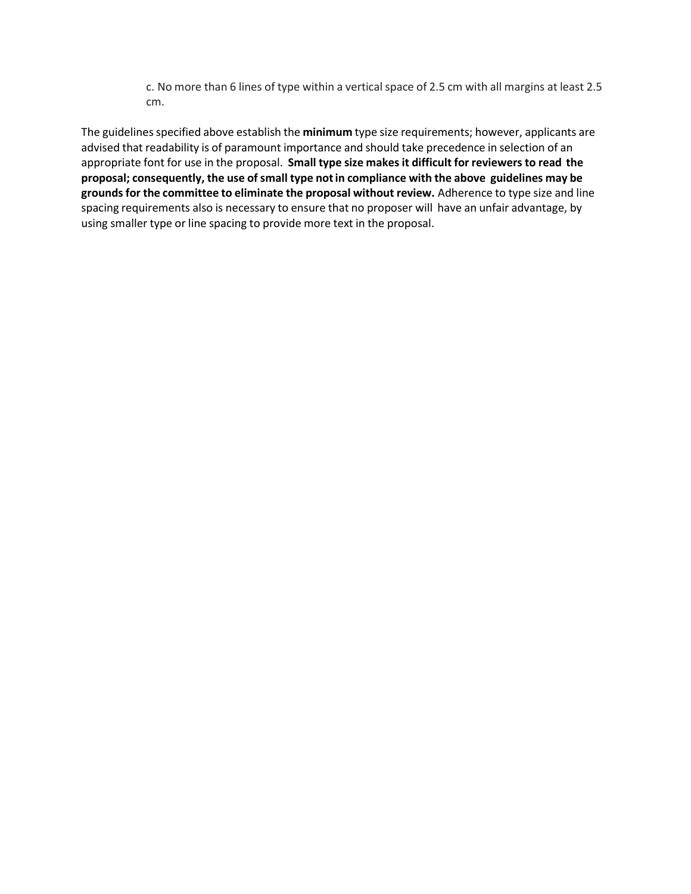c. No more than 6 lines of type within a vertical space of 2.5 cm with all margins at least 2.5 cm.

The guidelines specified above establish the **minimum** type size requirements; however, applicants are advised that readability is of paramount importance and should take precedence in selection of an appropriate font for use in the proposal. **Small type size makes it difficult for reviewers to read the proposal; consequently, the use of small type not in compliance with the above guidelines may be grounds for the committee to eliminate the proposal without review.** Adherence to type size and line spacing requirements also is necessary to ensure that no proposer will have an unfair advantage, by using smaller type or line spacing to provide more text in the proposal.